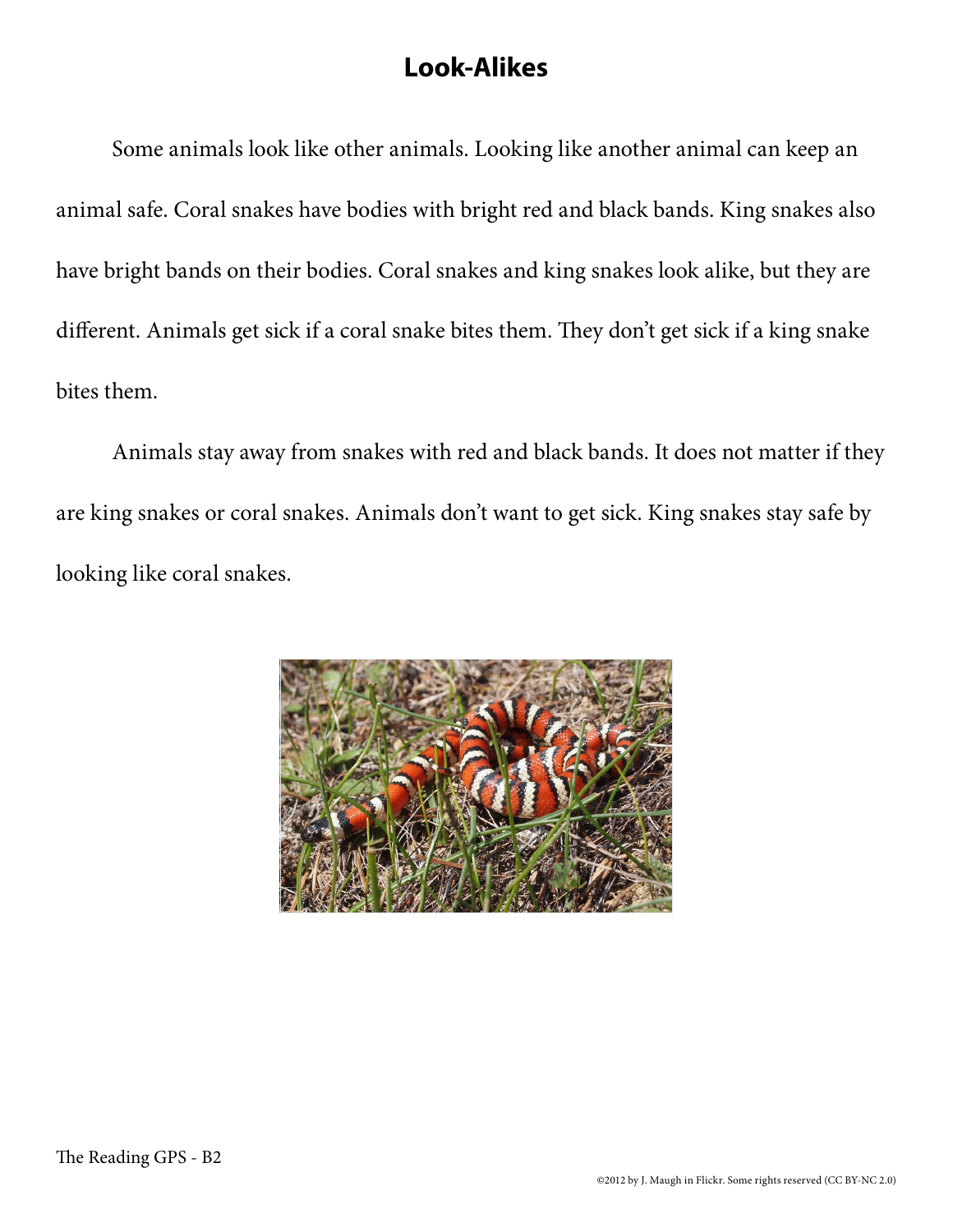# Look-Alikes

Some animals look like other animals. Looking like another animal can keep an animal safe. Coral snakes have bodies with bright red and black bands. King snakes also have bright bands on their bodies. Coral snakes and king snakes look alike, but they are different. Animals get sick if a coral snake bites them. They don't get sick if a king snake bites them.

Animals stay away from snakes with red and black bands. It does not matter if they are king snakes or coral snakes. Animals don't want to get sick. King snakes stay safe by looking like coral snakes.

The Reading GPS - B2

©2012 by J. Maugh in Flickr. Some rights reserved (CC BY-NC 2.0)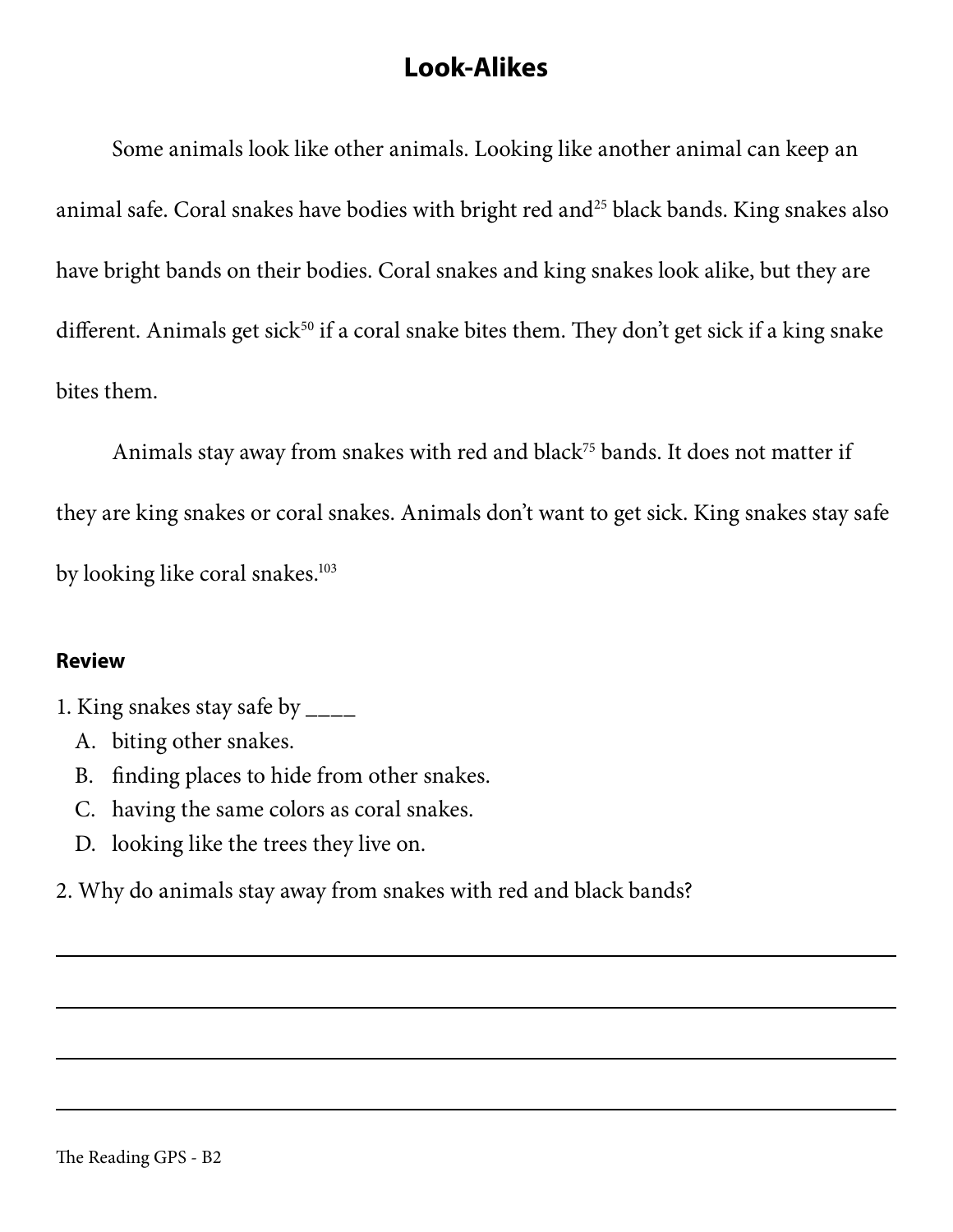# Look-Alikes

Some animals look like other animals. Looking like another animal can keep an animal safe. Coral snakes have bodies with bright red and[25] black bands. King snakes also have bright bands on their bodies. Coral snakes and king snakes look alike, but they are different. Animals get sick[50] if a coral snake bites them. They don't get sick if a king snake bites them.

Animals stay away from snakes with red and black[75] bands. It does not matter if they are king snakes or coral snakes. Animals don't want to get sick. King snakes stay safe by looking like coral snakes.[103]

**Review**

1. King snakes stay safe by ____
   A. biting other snakes.
   B. finding places to hide from other snakes.
   C. having the same colors as coral snakes.
   D. looking like the trees they live on.

2. Why do animals stay away from snakes with red and black bands?

___

___

___

___

The Reading GPS - B2